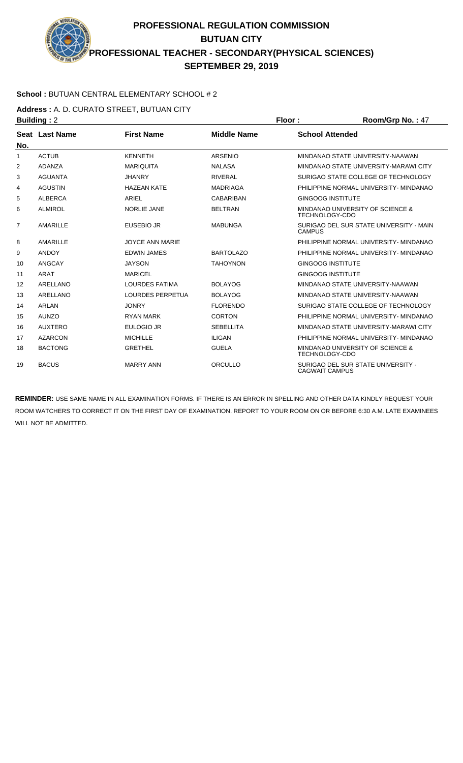# PROFESSIONAL REGULATION COMMISSION

## BUTUAN CITY

## PROFESSIONAL TEACHER - SECONDARY(PHYSICAL SCIENCES)

## SEPTEMBER 29, 2019

**School :** BUTUAN CENTRAL ELEMENTARY SCHOOL # 2

**Address :** A. D. CURATO STREET, BUTUAN CITY

**Building :** 2 **Floor :** **Room/Grp No. :** 47

| Seat No. | Last Name | First Name | Middle Name | School Attended |
|---|---|---|---|---|
| 1 | ACTUB | KENNETH | ARSENIO | MINDANAO STATE UNIVERSITY-NAAWAN |
| 2 | ADANZA | MARIQUITA | NALASA | MINDANAO STATE UNIVERSITY-MARAWI CITY |
| 3 | AGUANTA | JHANRY | RIVERAL | SURIGAO STATE COLLEGE OF TECHNOLOGY |
| 4 | AGUSTIN | HAZEAN KATE | MADRIAGA | PHILIPPINE NORMAL UNIVERSITY- MINDANAO |
| 5 | ALBERCA | ARIEL | CABARIBAN | GINGOOG INSTITUTE |
| 6 | ALMIROL | NORLIE JANE | BELTRAN | MINDANAO UNIVERSITY OF SCIENCE & TECHNOLOGY-CDO |
| 7 | AMARILLE | EUSEBIO JR | MABUNGA | SURIGAO DEL SUR STATE UNIVERSITY - MAIN CAMPUS |
| 8 | AMARILLE | JOYCE ANN MARIE | | PHILIPPINE NORMAL UNIVERSITY- MINDANAO |
| 9 | ANDOY | EDWIN JAMES | BARTOLAZO | PHILIPPINE NORMAL UNIVERSITY- MINDANAO |
| 10 | ANGCAY | JAYSON | TAHOYNON | GINGOOG INSTITUTE |
| 11 | ARAT | MARICEL | | GINGOOG INSTITUTE |
| 12 | ARELLANO | LOURDES FATIMA | BOLAYOG | MINDANAO STATE UNIVERSITY-NAAWAN |
| 13 | ARELLANO | LOURDES PERPETUA | BOLAYOG | MINDANAO STATE UNIVERSITY-NAAWAN |
| 14 | ARLAN | JONRY | FLORENDO | SURIGAO STATE COLLEGE OF TECHNOLOGY |
| 15 | AUNZO | RYAN MARK | CORTON | PHILIPPINE NORMAL UNIVERSITY- MINDANAO |
| 16 | AUXTERO | EULOGIO JR | SEBELLITA | MINDANAO STATE UNIVERSITY-MARAWI CITY |
| 17 | AZARCON | MICHILLE | ILIGAN | PHILIPPINE NORMAL UNIVERSITY- MINDANAO |
| 18 | BACTONG | GRETHEL | GUELA | MINDANAO UNIVERSITY OF SCIENCE & TECHNOLOGY-CDO |
| 19 | BACUS | MARRY ANN | ORCULLO | SURIGAO DEL SUR STATE UNIVERSITY - CAGWAIT CAMPUS |

**REMINDER:** USE SAME NAME IN ALL EXAMINATION FORMS. IF THERE IS AN ERROR IN SPELLING AND OTHER DATA KINDLY REQUEST YOUR ROOM WATCHERS TO CORRECT IT ON THE FIRST DAY OF EXAMINATION. REPORT TO YOUR ROOM ON OR BEFORE 6:30 A.M. LATE EXAMINEES WILL NOT BE ADMITTED.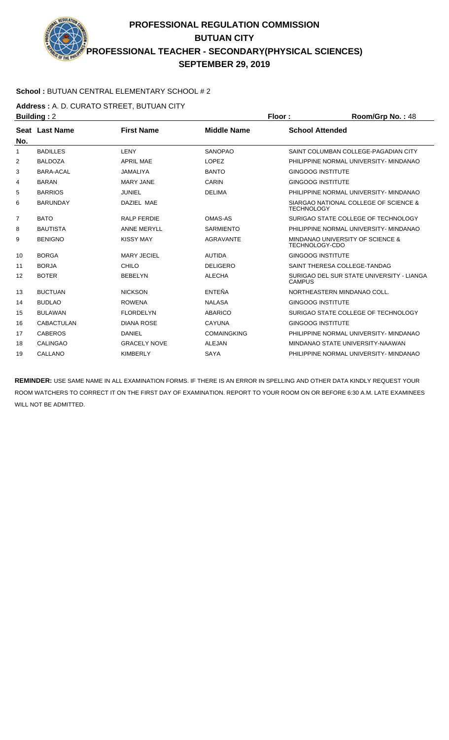# PROFESSIONAL REGULATION COMMISSION
## BUTUAN CITY
## PROFESSIONAL TEACHER - SECONDARY(PHYSICAL SCIENCES)
## SEPTEMBER 29, 2019

**School :** BUTUAN CENTRAL ELEMENTARY SCHOOL # 2

**Address :** A. D. CURATO STREET, BUTUAN CITY

**Building :** 2 **Floor :** **Room/Grp No. :** 48

| Seat No. | Last Name | First Name | Middle Name | School Attended |
|---|---|---|---|---|
| 1 | BADILLES | LENY | SANOPAO | SAINT COLUMBAN COLLEGE-PAGADIAN CITY |
| 2 | BALDOZA | APRIL MAE | LOPEZ | PHILIPPINE NORMAL UNIVERSITY- MINDANAO |
| 3 | BARA-ACAL | JAMALIYA | BANTO | GINGOOG INSTITUTE |
| 4 | BARAN | MARY JANE | CARIN | GINGOOG INSTITUTE |
| 5 | BARRIOS | JUNIEL | DELIMA | PHILIPPINE NORMAL UNIVERSITY- MINDANAO |
| 6 | BARUNDAY | DAZIEL MAE | | SIARGAO NATIONAL COLLEGE OF SCIENCE & TECHNOLOGY |
| 7 | BATO | RALP FERDIE | OMAS-AS | SURIGAO STATE COLLEGE OF TECHNOLOGY |
| 8 | BAUTISTA | ANNE MERYLL | SARMIENTO | PHILIPPINE NORMAL UNIVERSITY- MINDANAO |
| 9 | BENIGNO | KISSY MAY | AGRAVANTE | MINDANAO UNIVERSITY OF SCIENCE & TECHNOLOGY-CDO |
| 10 | BORGA | MARY JECIEL | AUTIDA | GINGOOG INSTITUTE |
| 11 | BORJA | CHILO | DELIGERO | SAINT THERESA COLLEGE-TANDAG |
| 12 | BOTER | BEBELYN | ALECHA | SURIGAO DEL SUR STATE UNIVERSITY - LIANGA CAMPUS |
| 13 | BUCTUAN | NICKSON | ENTEÑA | NORTHEASTERN MINDANAO COLL. |
| 14 | BUDLAO | ROWENA | NALASA | GINGOOG INSTITUTE |
| 15 | BULAWAN | FLORDELYN | ABARICO | SURIGAO STATE COLLEGE OF TECHNOLOGY |
| 16 | CABACTULAN | DIANA ROSE | CAYUNA | GINGOOG INSTITUTE |
| 17 | CABEROS | DANIEL | COMAINGKING | PHILIPPINE NORMAL UNIVERSITY- MINDANAO |
| 18 | CALINGAO | GRACELY NOVE | ALEJAN | MINDANAO STATE UNIVERSITY-NAAWAN |
| 19 | CALLANO | KIMBERLY | SAYA | PHILIPPINE NORMAL UNIVERSITY- MINDANAO |

**REMINDER:** USE SAME NAME IN ALL EXAMINATION FORMS. IF THERE IS AN ERROR IN SPELLING AND OTHER DATA KINDLY REQUEST YOUR ROOM WATCHERS TO CORRECT IT ON THE FIRST DAY OF EXAMINATION. REPORT TO YOUR ROOM ON OR BEFORE 6:30 A.M. LATE EXAMINEES WILL NOT BE ADMITTED.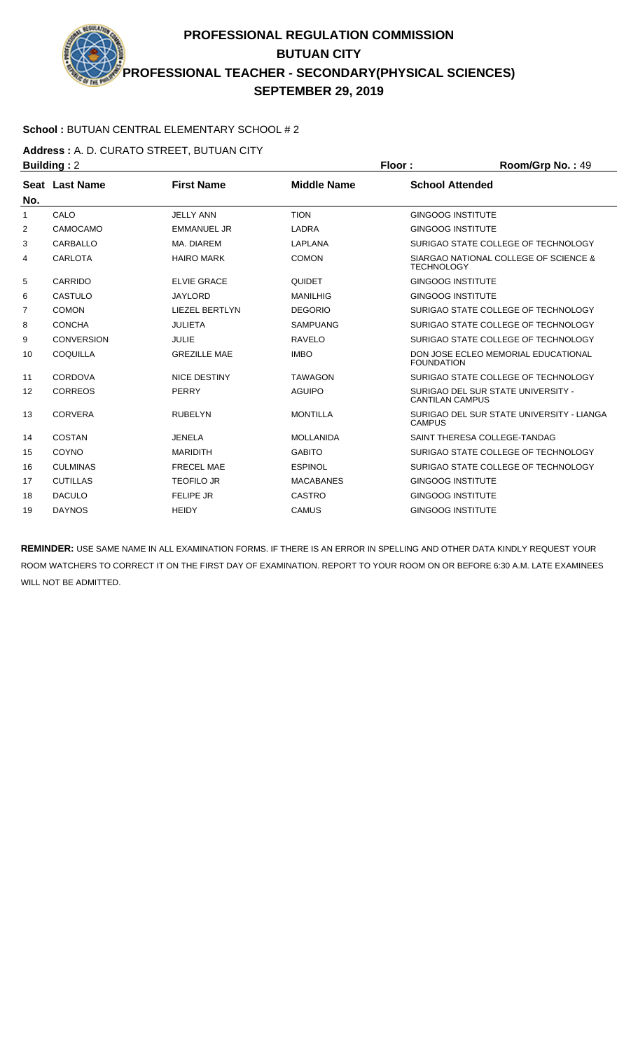# PROFESSIONAL REGULATION COMMISSION
## BUTUAN CITY
## PROFESSIONAL TEACHER - SECONDARY(PHYSICAL SCIENCES)
## SEPTEMBER 29, 2019

**School :** BUTUAN CENTRAL ELEMENTARY SCHOOL # 2

**Address :** A. D. CURATO STREET, BUTUAN CITY

**Building :** 2 **Floor :** **Room/Grp No. :** 49

| Seat No. | Last Name | First Name | Middle Name | School Attended |
|---|---|---|---|---|
| 1 | CALO | JELLY ANN | TION | GINGOOG INSTITUTE |
| 2 | CAMOCAMO | EMMANUEL JR | LADRA | GINGOOG INSTITUTE |
| 3 | CARBALLO | MA. DIAREM | LAPLANA | SURIGAO STATE COLLEGE OF TECHNOLOGY |
| 4 | CARLOTA | HAIRO MARK | COMON | SIARGAO NATIONAL COLLEGE OF SCIENCE & TECHNOLOGY |
| 5 | CARRIDO | ELVIE GRACE | QUIDET | GINGOOG INSTITUTE |
| 6 | CASTULO | JAYLORD | MANILHIG | GINGOOG INSTITUTE |
| 7 | COMON | LIEZEL BERTLYN | DEGORIO | SURIGAO STATE COLLEGE OF TECHNOLOGY |
| 8 | CONCHA | JULIETA | SAMPUANG | SURIGAO STATE COLLEGE OF TECHNOLOGY |
| 9 | CONVERSION | JULIE | RAVELO | SURIGAO STATE COLLEGE OF TECHNOLOGY |
| 10 | COQUILLA | GREZILLE MAE | IMBO | DON JOSE ECLEO MEMORIAL EDUCATIONAL FOUNDATION |
| 11 | CORDOVA | NICE DESTINY | TAWAGON | SURIGAO STATE COLLEGE OF TECHNOLOGY |
| 12 | CORREOS | PERRY | AGUIPO | SURIGAO DEL SUR STATE UNIVERSITY - CANTILAN CAMPUS |
| 13 | CORVERA | RUBELYN | MONTILLA | SURIGAO DEL SUR STATE UNIVERSITY - LIANGA CAMPUS |
| 14 | COSTAN | JENELA | MOLLANIDA | SAINT THERESA COLLEGE-TANDAG |
| 15 | COYNO | MARIDITH | GABITO | SURIGAO STATE COLLEGE OF TECHNOLOGY |
| 16 | CULMINAS | FRECEL MAE | ESPINOL | SURIGAO STATE COLLEGE OF TECHNOLOGY |
| 17 | CUTILLAS | TEOFILO JR | MACABANES | GINGOOG INSTITUTE |
| 18 | DACULO | FELIPE JR | CASTRO | GINGOOG INSTITUTE |
| 19 | DAYNOS | HEIDY | CAMUS | GINGOOG INSTITUTE |

**REMINDER:** USE SAME NAME IN ALL EXAMINATION FORMS. IF THERE IS AN ERROR IN SPELLING AND OTHER DATA KINDLY REQUEST YOUR ROOM WATCHERS TO CORRECT IT ON THE FIRST DAY OF EXAMINATION. REPORT TO YOUR ROOM ON OR BEFORE 6:30 A.M. LATE EXAMINEES WILL NOT BE ADMITTED.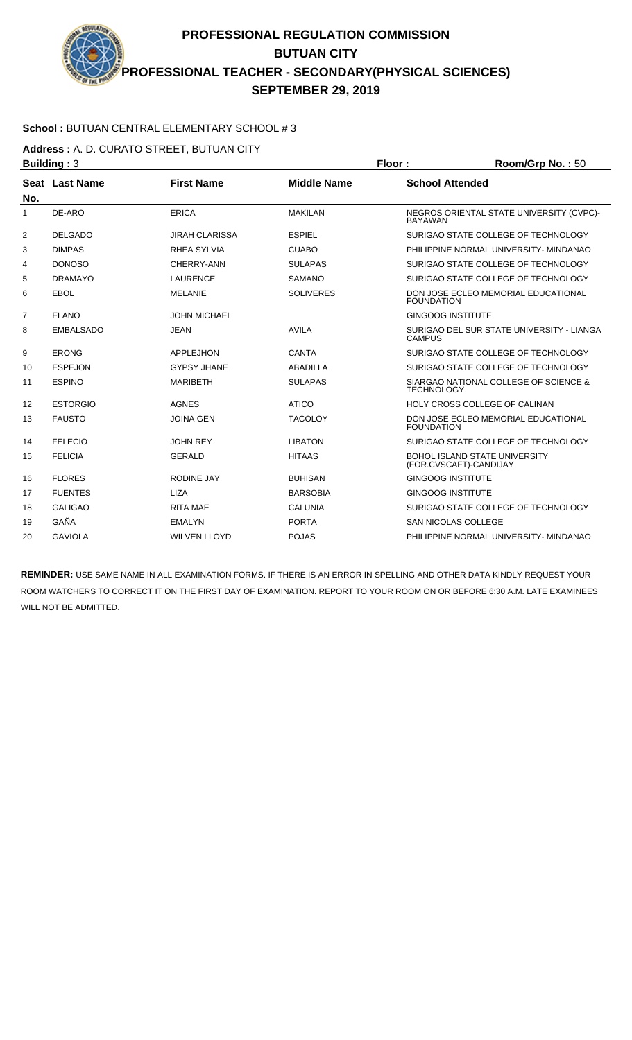# PROFESSIONAL REGULATION COMMISSION
## BUTUAN CITY
## PROFESSIONAL TEACHER - SECONDARY(PHYSICAL SCIENCES)
## SEPTEMBER 29, 2019

**School :** BUTUAN CENTRAL ELEMENTARY SCHOOL # 3

**Address :** A. D. CURATO STREET, BUTUAN CITY

**Building :** 3 **Floor :** **Room/Grp No. :** 50

| Seat No. | Last Name | First Name | Middle Name | School Attended |
|---|---|---|---|---|
| 1 | DE-ARO | ERICA | MAKILAN | NEGROS ORIENTAL STATE UNIVERSITY (CVPC)-BAYAWAN |
| 2 | DELGADO | JIRAH CLARISSA | ESPIEL | SURIGAO STATE COLLEGE OF TECHNOLOGY |
| 3 | DIMPAS | RHEA SYLVIA | CUABO | PHILIPPINE NORMAL UNIVERSITY- MINDANAO |
| 4 | DONOSO | CHERRY-ANN | SULAPAS | SURIGAO STATE COLLEGE OF TECHNOLOGY |
| 5 | DRAMAYO | LAURENCE | SAMANO | SURIGAO STATE COLLEGE OF TECHNOLOGY |
| 6 | EBOL | MELANIE | SOLIVERES | DON JOSE ECLEO MEMORIAL EDUCATIONAL FOUNDATION |
| 7 | ELANO | JOHN MICHAEL | | GINGOOG INSTITUTE |
| 8 | EMBALSADO | JEAN | AVILA | SURIGAO DEL SUR STATE UNIVERSITY - LIANGA CAMPUS |
| 9 | ERONG | APPLEJHON | CANTA | SURIGAO STATE COLLEGE OF TECHNOLOGY |
| 10 | ESPEJON | GYPSY JHANE | ABADILLA | SURIGAO STATE COLLEGE OF TECHNOLOGY |
| 11 | ESPINO | MARIBETH | SULAPAS | SIARGAO NATIONAL COLLEGE OF SCIENCE & TECHNOLOGY |
| 12 | ESTORGIO | AGNES | ATICO | HOLY CROSS COLLEGE OF CALINAN |
| 13 | FAUSTO | JOINA GEN | TACOLOY | DON JOSE ECLEO MEMORIAL EDUCATIONAL FOUNDATION |
| 14 | FELECIO | JOHN REY | LIBATON | SURIGAO STATE COLLEGE OF TECHNOLOGY |
| 15 | FELICIA | GERALD | HITAAS | BOHOL ISLAND STATE UNIVERSITY (FOR.CVSCAFT)-CANDIJAY |
| 16 | FLORES | RODINE JAY | BUHISAN | GINGOOG INSTITUTE |
| 17 | FUENTES | LIZA | BARSOBIA | GINGOOG INSTITUTE |
| 18 | GALIGAO | RITA MAE | CALUNIA | SURIGAO STATE COLLEGE OF TECHNOLOGY |
| 19 | GAÑA | EMALYN | PORTA | SAN NICOLAS COLLEGE |
| 20 | GAVIOLA | WILVEN LLOYD | POJAS | PHILIPPINE NORMAL UNIVERSITY- MINDANAO |

**REMINDER:** USE SAME NAME IN ALL EXAMINATION FORMS. IF THERE IS AN ERROR IN SPELLING AND OTHER DATA KINDLY REQUEST YOUR ROOM WATCHERS TO CORRECT IT ON THE FIRST DAY OF EXAMINATION. REPORT TO YOUR ROOM ON OR BEFORE 6:30 A.M. LATE EXAMINEES WILL NOT BE ADMITTED.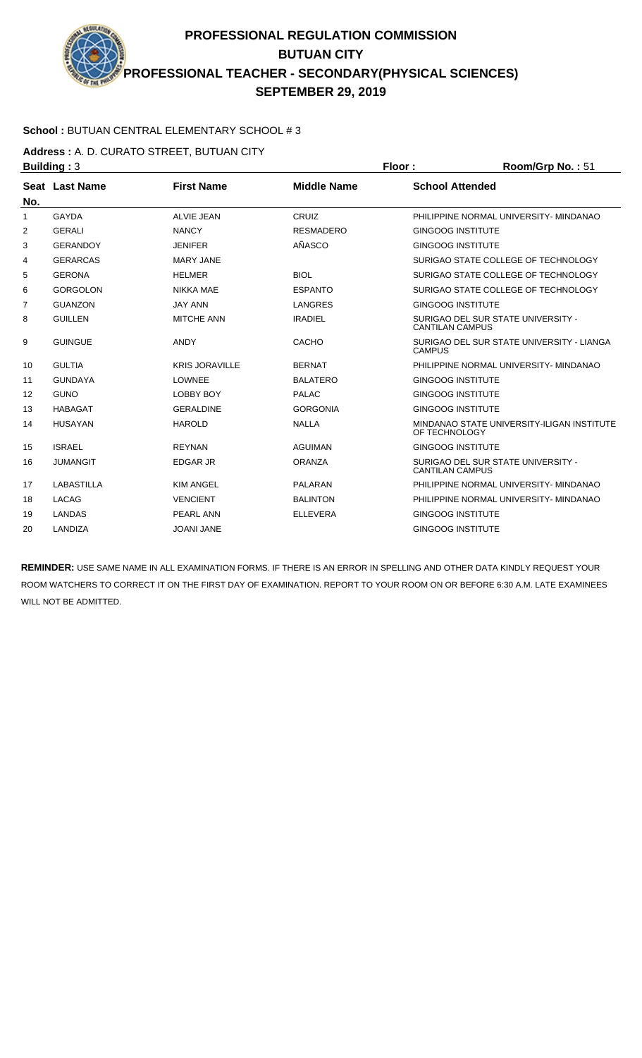# PROFESSIONAL REGULATION COMMISSION
## BUTUAN CITY
## PROFESSIONAL TEACHER - SECONDARY(PHYSICAL SCIENCES)
## SEPTEMBER 29, 2019

**School :** BUTUAN CENTRAL ELEMENTARY SCHOOL # 3

**Address :** A. D. CURATO STREET, BUTUAN CITY

**Building :** 3 **Floor :** **Room/Grp No. :** 51

| Seat No. | Last Name | First Name | Middle Name | School Attended |
|---|---|---|---|---|
| 1 | GAYDA | ALVIE JEAN | CRUIZ | PHILIPPINE NORMAL UNIVERSITY- MINDANAO |
| 2 | GERALI | NANCY | RESMADERO | GINGOOG INSTITUTE |
| 3 | GERANDOY | JENIFER | AÑASCO | GINGOOG INSTITUTE |
| 4 | GERARCAS | MARY JANE | | SURIGAO STATE COLLEGE OF TECHNOLOGY |
| 5 | GERONA | HELMER | BIOL | SURIGAO STATE COLLEGE OF TECHNOLOGY |
| 6 | GORGOLON | NIKKA MAE | ESPANTO | SURIGAO STATE COLLEGE OF TECHNOLOGY |
| 7 | GUANZON | JAY ANN | LANGRES | GINGOOG INSTITUTE |
| 8 | GUILLEN | MITCHE ANN | IRADIEL | SURIGAO DEL SUR STATE UNIVERSITY - CANTILAN CAMPUS |
| 9 | GUINGUE | ANDY | CACHO | SURIGAO DEL SUR STATE UNIVERSITY - LIANGA CAMPUS |
| 10 | GULTIA | KRIS JORAVILLE | BERNAT | PHILIPPINE NORMAL UNIVERSITY- MINDANAO |
| 11 | GUNDAYA | LOWNEE | BALATERO | GINGOOG INSTITUTE |
| 12 | GUNO | LOBBY BOY | PALAC | GINGOOG INSTITUTE |
| 13 | HABAGAT | GERALDINE | GORGONIA | GINGOOG INSTITUTE |
| 14 | HUSAYAN | HAROLD | NALLA | MINDANAO STATE UNIVERSITY-ILIGAN INSTITUTE OF TECHNOLOGY |
| 15 | ISRAEL | REYNAN | AGUIMAN | GINGOOG INSTITUTE |
| 16 | JUMANGIT | EDGAR JR | ORANZA | SURIGAO DEL SUR STATE UNIVERSITY - CANTILAN CAMPUS |
| 17 | LABASTILLA | KIM ANGEL | PALARAN | PHILIPPINE NORMAL UNIVERSITY- MINDANAO |
| 18 | LACAG | VENCIENT | BALINTON | PHILIPPINE NORMAL UNIVERSITY- MINDANAO |
| 19 | LANDAS | PEARL ANN | ELLEVERA | GINGOOG INSTITUTE |
| 20 | LANDIZA | JOANI JANE | | GINGOOG INSTITUTE |

**REMINDER:** USE SAME NAME IN ALL EXAMINATION FORMS. IF THERE IS AN ERROR IN SPELLING AND OTHER DATA KINDLY REQUEST YOUR ROOM WATCHERS TO CORRECT IT ON THE FIRST DAY OF EXAMINATION. REPORT TO YOUR ROOM ON OR BEFORE 6:30 A.M. LATE EXAMINEES WILL NOT BE ADMITTED.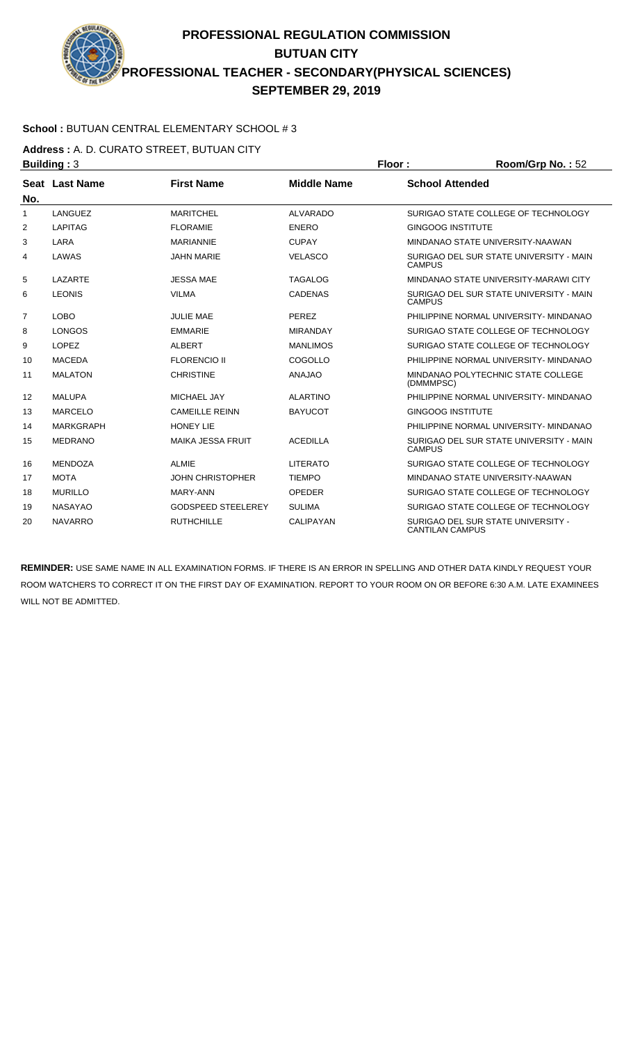# PROFESSIONAL REGULATION COMMISSION
## BUTUAN CITY
## PROFESSIONAL TEACHER - SECONDARY(PHYSICAL SCIENCES)
## SEPTEMBER 29, 2019

**School :** BUTUAN CENTRAL ELEMENTARY SCHOOL # 3

**Address :** A. D. CURATO STREET, BUTUAN CITY

**Building :** 3 **Floor :** **Room/Grp No. :** 52

| Seat No. | Last Name | First Name | Middle Name | School Attended |
|---|---|---|---|---|
| 1 | LANGUEZ | MARITCHEL | ALVARADO | SURIGAO STATE COLLEGE OF TECHNOLOGY |
| 2 | LAPITAG | FLORAMIE | ENERO | GINGOOG INSTITUTE |
| 3 | LARA | MARIANNIE | CUPAY | MINDANAO STATE UNIVERSITY-NAAWAN |
| 4 | LAWAS | JAHN MARIE | VELASCO | SURIGAO DEL SUR STATE UNIVERSITY - MAIN CAMPUS |
| 5 | LAZARTE | JESSA MAE | TAGALOG | MINDANAO STATE UNIVERSITY-MARAWI CITY |
| 6 | LEONIS | VILMA | CADENAS | SURIGAO DEL SUR STATE UNIVERSITY - MAIN CAMPUS |
| 7 | LOBO | JULIE MAE | PEREZ | PHILIPPINE NORMAL UNIVERSITY- MINDANAO |
| 8 | LONGOS | EMMARIE | MIRANDAY | SURIGAO STATE COLLEGE OF TECHNOLOGY |
| 9 | LOPEZ | ALBERT | MANLIMOS | SURIGAO STATE COLLEGE OF TECHNOLOGY |
| 10 | MACEDA | FLORENCIO II | COGOLLO | PHILIPPINE NORMAL UNIVERSITY- MINDANAO |
| 11 | MALATON | CHRISTINE | ANAJAO | MINDANAO POLYTECHNIC STATE COLLEGE (DMMMPSC) |
| 12 | MALUPA | MICHAEL JAY | ALARTINO | PHILIPPINE NORMAL UNIVERSITY- MINDANAO |
| 13 | MARCELO | CAMEILLE REINN | BAYUCOT | GINGOOG INSTITUTE |
| 14 | MARKGRAPH | HONEY LIE | | PHILIPPINE NORMAL UNIVERSITY- MINDANAO |
| 15 | MEDRANO | MAIKA JESSA FRUIT | ACEDILLA | SURIGAO DEL SUR STATE UNIVERSITY - MAIN CAMPUS |
| 16 | MENDOZA | ALMIE | LITERATO | SURIGAO STATE COLLEGE OF TECHNOLOGY |
| 17 | MOTA | JOHN CHRISTOPHER | TIEMPO | MINDANAO STATE UNIVERSITY-NAAWAN |
| 18 | MURILLO | MARY-ANN | OPEDER | SURIGAO STATE COLLEGE OF TECHNOLOGY |
| 19 | NASAYAO | GODSPEED STEELEREY | SULIMA | SURIGAO STATE COLLEGE OF TECHNOLOGY |
| 20 | NAVARRO | RUTHCHILLE | CALIPAYAN | SURIGAO DEL SUR STATE UNIVERSITY - CANTILAN CAMPUS |

**REMINDER:** USE SAME NAME IN ALL EXAMINATION FORMS. IF THERE IS AN ERROR IN SPELLING AND OTHER DATA KINDLY REQUEST YOUR ROOM WATCHERS TO CORRECT IT ON THE FIRST DAY OF EXAMINATION. REPORT TO YOUR ROOM ON OR BEFORE 6:30 A.M. LATE EXAMINEES WILL NOT BE ADMITTED.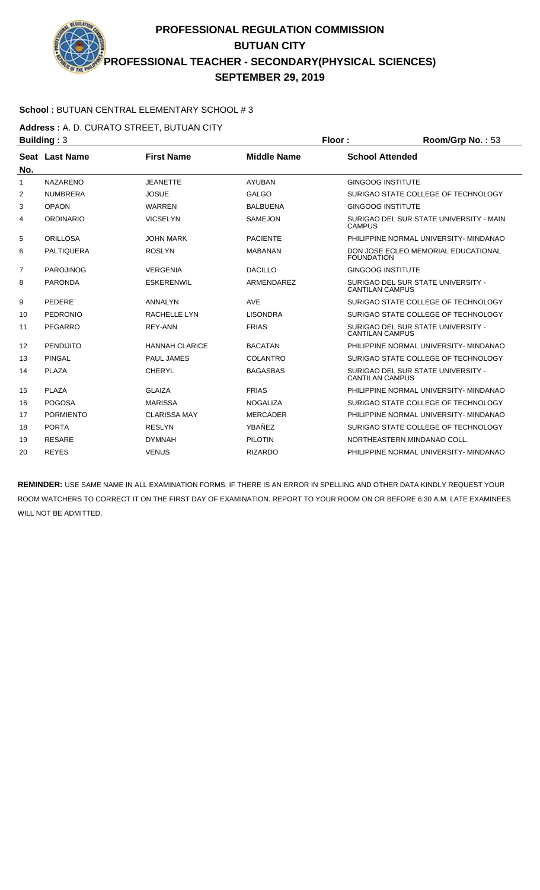# PROFESSIONAL REGULATION COMMISSION
## BUTUAN CITY
## PROFESSIONAL TEACHER - SECONDARY(PHYSICAL SCIENCES)
## SEPTEMBER 29, 2019

**School :** BUTUAN CENTRAL ELEMENTARY SCHOOL # 3

**Address :** A. D. CURATO STREET, BUTUAN CITY

**Building :** 3 **Floor :** **Room/Grp No. :** 53

| Seat No. | Last Name | First Name | Middle Name | School Attended |
|---|---|---|---|---|
| 1 | NAZARENO | JEANETTE | AYUBAN | GINGOOG INSTITUTE |
| 2 | NUMBRERA | JOSUE | GALGO | SURIGAO STATE COLLEGE OF TECHNOLOGY |
| 3 | OPAON | WARREN | BALBUENA | GINGOOG INSTITUTE |
| 4 | ORDINARIO | VICSELYN | SAMEJON | SURIGAO DEL SUR STATE UNIVERSITY - MAIN CAMPUS |
| 5 | ORILLOSA | JOHN MARK | PACIENTE | PHILIPPINE NORMAL UNIVERSITY- MINDANAO |
| 6 | PALTIQUERA | ROSLYN | MABANAN | DON JOSE ECLEO MEMORIAL EDUCATIONAL FOUNDATION |
| 7 | PAROJINOG | VERGENIA | DACILLO | GINGOOG INSTITUTE |
| 8 | PARONDA | ESKERENWIL | ARMENDAREZ | SURIGAO DEL SUR STATE UNIVERSITY - CANTILAN CAMPUS |
| 9 | PEDERE | ANNALYN | AVE | SURIGAO STATE COLLEGE OF TECHNOLOGY |
| 10 | PEDRONIO | RACHELLE LYN | LISONDRA | SURIGAO STATE COLLEGE OF TECHNOLOGY |
| 11 | PEGARRO | REY-ANN | FRIAS | SURIGAO DEL SUR STATE UNIVERSITY - CANTILAN CAMPUS |
| 12 | PENDIJITO | HANNAH CLARICE | BACATAN | PHILIPPINE NORMAL UNIVERSITY- MINDANAO |
| 13 | PINGAL | PAUL JAMES | COLANTRO | SURIGAO STATE COLLEGE OF TECHNOLOGY |
| 14 | PLAZA | CHERYL | BAGASBAS | SURIGAO DEL SUR STATE UNIVERSITY - CANTILAN CAMPUS |
| 15 | PLAZA | GLAIZA | FRIAS | PHILIPPINE NORMAL UNIVERSITY- MINDANAO |
| 16 | POGOSA | MARISSA | NOGALIZA | SURIGAO STATE COLLEGE OF TECHNOLOGY |
| 17 | PORMIENTO | CLARISSA MAY | MERCADER | PHILIPPINE NORMAL UNIVERSITY- MINDANAO |
| 18 | PORTA | RESLYN | YBAÑEZ | SURIGAO STATE COLLEGE OF TECHNOLOGY |
| 19 | RESARE | DYMNAH | PILOTIN | NORTHEASTERN MINDANAO COLL. |
| 20 | REYES | VENUS | RIZARDO | PHILIPPINE NORMAL UNIVERSITY- MINDANAO |

**REMINDER:** USE SAME NAME IN ALL EXAMINATION FORMS. IF THERE IS AN ERROR IN SPELLING AND OTHER DATA KINDLY REQUEST YOUR ROOM WATCHERS TO CORRECT IT ON THE FIRST DAY OF EXAMINATION. REPORT TO YOUR ROOM ON OR BEFORE 6:30 A.M. LATE EXAMINEES WILL NOT BE ADMITTED.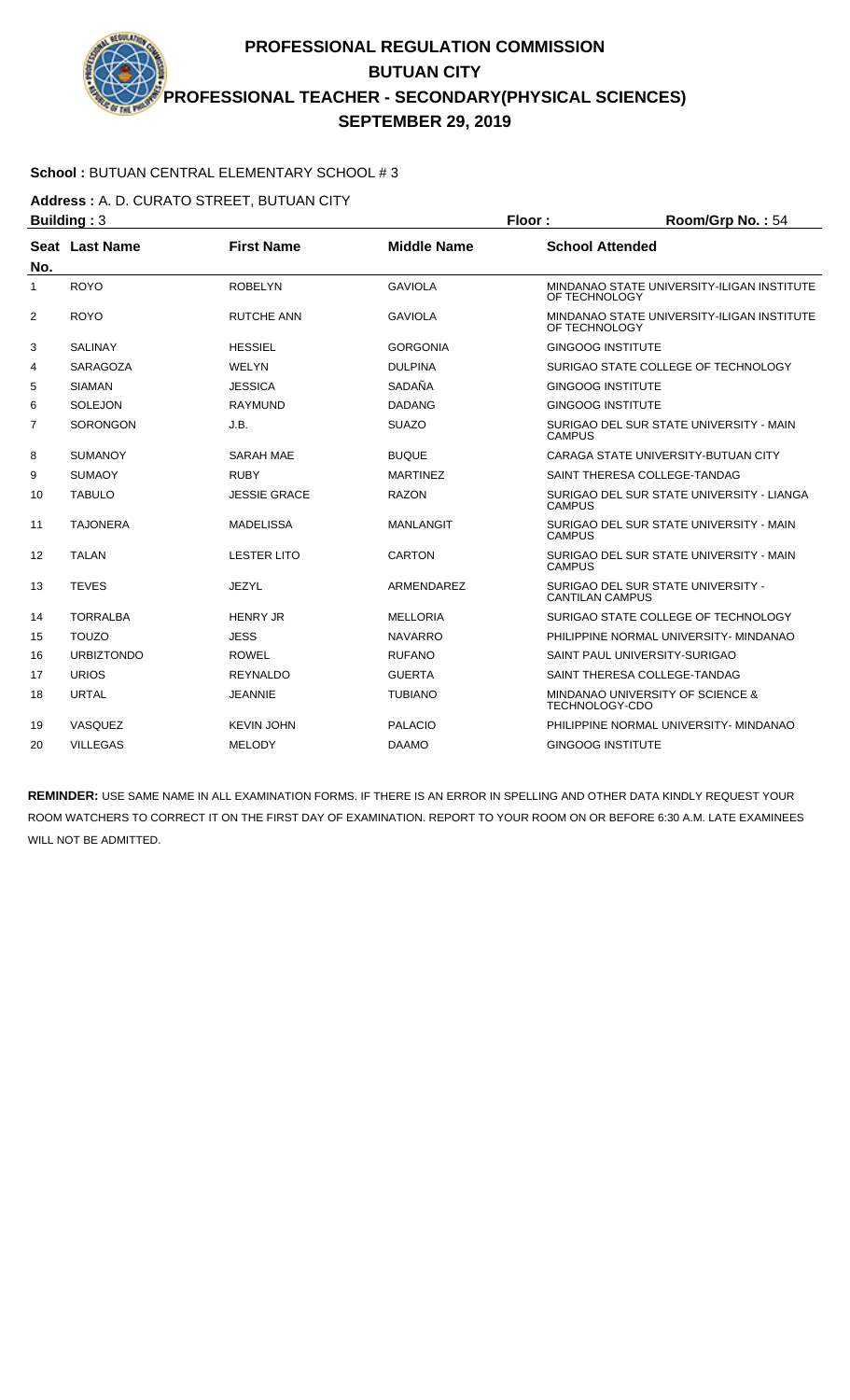# PROFESSIONAL REGULATION COMMISSION
## BUTUAN CITY
## PROFESSIONAL TEACHER - SECONDARY(PHYSICAL SCIENCES)
## SEPTEMBER 29, 2019

**School :** BUTUAN CENTRAL ELEMENTARY SCHOOL # 3

**Address :** A. D. CURATO STREET, BUTUAN CITY

**Building :** 3 **Floor :** **Room/Grp No. :** 54

| Seat No. | Last Name | First Name | Middle Name | School Attended |
|---|---|---|---|---|
| 1 | ROYO | ROBELYN | GAVIOLA | MINDANAO STATE UNIVERSITY-ILIGAN INSTITUTE OF TECHNOLOGY |
| 2 | ROYO | RUTCHE ANN | GAVIOLA | MINDANAO STATE UNIVERSITY-ILIGAN INSTITUTE OF TECHNOLOGY |
| 3 | SALINAY | HESSIEL | GORGONIA | GINGOOG INSTITUTE |
| 4 | SARAGOZA | WELYN | DULPINA | SURIGAO STATE COLLEGE OF TECHNOLOGY |
| 5 | SIAMAN | JESSICA | SADAÑA | GINGOOG INSTITUTE |
| 6 | SOLEJON | RAYMUND | DADANG | GINGOOG INSTITUTE |
| 7 | SORONGON | J.B. | SUAZO | SURIGAO DEL SUR STATE UNIVERSITY - MAIN CAMPUS |
| 8 | SUMANOY | SARAH MAE | BUQUE | CARAGA STATE UNIVERSITY-BUTUAN CITY |
| 9 | SUMAOY | RUBY | MARTINEZ | SAINT THERESA COLLEGE-TANDAG |
| 10 | TABULO | JESSIE GRACE | RAZON | SURIGAO DEL SUR STATE UNIVERSITY - LIANGA CAMPUS |
| 11 | TAJONERA | MADELISSA | MANLANGIT | SURIGAO DEL SUR STATE UNIVERSITY - MAIN CAMPUS |
| 12 | TALAN | LESTER LITO | CARTON | SURIGAO DEL SUR STATE UNIVERSITY - MAIN CAMPUS |
| 13 | TEVES | JEZYL | ARMENDAREZ | SURIGAO DEL SUR STATE UNIVERSITY - CANTILAN CAMPUS |
| 14 | TORRALBA | HENRY JR | MELLORIA | SURIGAO STATE COLLEGE OF TECHNOLOGY |
| 15 | TOUZO | JESS | NAVARRO | PHILIPPINE NORMAL UNIVERSITY- MINDANAO |
| 16 | URBIZTONDO | ROWEL | RUFANO | SAINT PAUL UNIVERSITY-SURIGAO |
| 17 | URIOS | REYNALDO | GUERTA | SAINT THERESA COLLEGE-TANDAG |
| 18 | URTAL | JEANNIE | TUBIANO | MINDANAO UNIVERSITY OF SCIENCE & TECHNOLOGY-CDO |
| 19 | VASQUEZ | KEVIN JOHN | PALACIO | PHILIPPINE NORMAL UNIVERSITY- MINDANAO |
| 20 | VILLEGAS | MELODY | DAAMO | GINGOOG INSTITUTE |

**REMINDER:** USE SAME NAME IN ALL EXAMINATION FORMS. IF THERE IS AN ERROR IN SPELLING AND OTHER DATA KINDLY REQUEST YOUR ROOM WATCHERS TO CORRECT IT ON THE FIRST DAY OF EXAMINATION. REPORT TO YOUR ROOM ON OR BEFORE 6:30 A.M. LATE EXAMINEES WILL NOT BE ADMITTED.